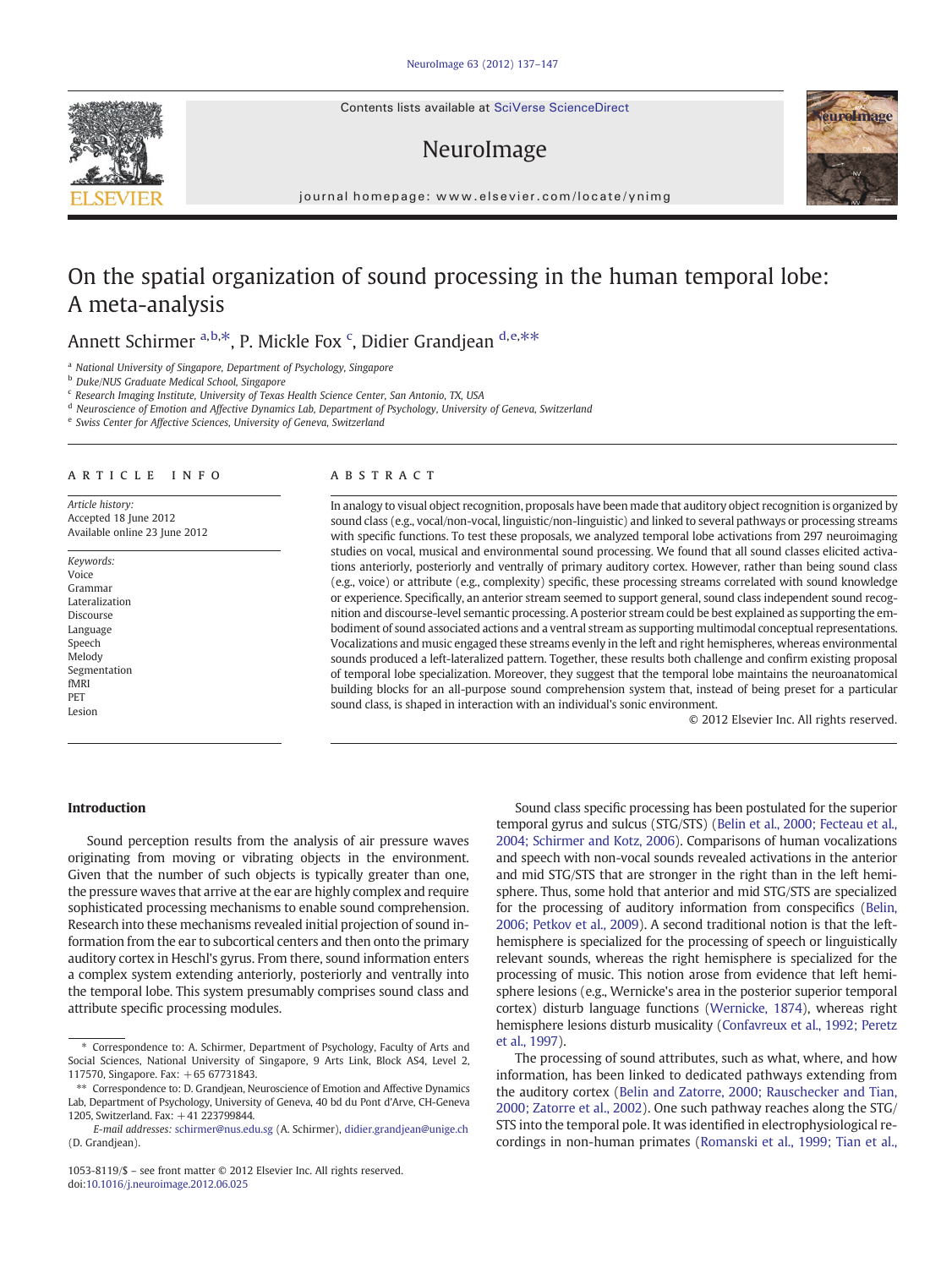# On the spatial organization of sound processing in the human temporal lobe: A meta-analysis

Annett Schirmer [a,b,*], P. Mickle Fox [c], Didier Grandjean [d,e,**]

[a] National University of Singapore, Department of Psychology, Singapore
[b] Duke/NUS Graduate Medical School, Singapore
[c] Research Imaging Institute, University of Texas Health Science Center, San Antonio, TX, USA
[d] Neuroscience of Emotion and Affective Dynamics Lab, Department of Psychology, University of Geneva, Switzerland
[e] Swiss Center for Affective Sciences, University of Geneva, Switzerland

## ARTICLE INFO

*Article history:*
Accepted 18 June 2012
Available online 23 June 2012

*Keywords:*
Voice
Grammar
Lateralization
Discourse
Language
Speech
Melody
Segmentation
fMRI
PET
Lesion

## ABSTRACT

In analogy to visual object recognition, proposals have been made that auditory object recognition is organized by sound class (e.g., vocal/non-vocal, linguistic/non-linguistic) and linked to several pathways or processing streams with specific functions. To test these proposals, we analyzed temporal lobe activations from 297 neuroimaging studies on vocal, musical and environmental sound processing. We found that all sound classes elicited activations anteriorly, posteriorly and ventrally of primary auditory cortex. However, rather than being sound class (e.g., voice) or attribute (e.g., complexity) specific, these processing streams correlated with sound knowledge or experience. Specifically, an anterior stream seemed to support general, sound class independent sound recognition and discourse-level semantic processing. A posterior stream could be best explained as supporting the embodiment of sound associated actions and a ventral stream as supporting multimodal conceptual representations. Vocalizations and music engaged these streams evenly in the left and right hemispheres, whereas environmental sounds produced a left-lateralized pattern. Together, these results both challenge and confirm existing proposal of temporal lobe specialization. Moreover, they suggest that the temporal lobe maintains the neuroanatomical building blocks for an all-purpose sound comprehension system that, instead of being preset for a particular sound class, is shaped in interaction with an individual's sonic environment.

© 2012 Elsevier Inc. All rights reserved.

## Introduction

Sound perception results from the analysis of air pressure waves originating from moving or vibrating objects in the environment. Given that the number of such objects is typically greater than one, the pressure waves that arrive at the ear are highly complex and require sophisticated processing mechanisms to enable sound comprehension. Research into these mechanisms revealed initial projection of sound information from the ear to subcortical centers and then onto the primary auditory cortex in Heschl's gyrus. From there, sound information enters a complex system extending anteriorly, posteriorly and ventrally into the temporal lobe. This system presumably comprises sound class and attribute specific processing modules.

Sound class specific processing has been postulated for the superior temporal gyrus and sulcus (STG/STS) (Belin et al., 2000; Fecteau et al., 2004; Schirmer and Kotz, 2006). Comparisons of human vocalizations and speech with non-vocal sounds revealed activations in the anterior and mid STG/STS that are stronger in the right than in the left hemisphere. Thus, some hold that anterior and mid STG/STS are specialized for the processing of auditory information from conspecifics (Belin, 2006; Petkov et al., 2009). A second traditional notion is that the left-hemisphere is specialized for the processing of speech or linguistically relevant sounds, whereas the right hemisphere is specialized for the processing of music. This notion arose from evidence that left hemisphere lesions (e.g., Wernicke's area in the posterior superior temporal cortex) disturb language functions (Wernicke, 1874), whereas right hemisphere lesions disturb musicality (Confavreux et al., 1992; Peretz et al., 1997).

The processing of sound attributes, such as what, where, and how information, has been linked to dedicated pathways extending from the auditory cortex (Belin and Zatorre, 2000; Rauschecker and Tian, 2000; Zatorre et al., 2002). One such pathway reaches along the STG/STS into the temporal pole. It was identified in electrophysiological recordings in non-human primates (Romanski et al., 1999; Tian et al.,

\* Correspondence to: A. Schirmer, Department of Psychology, Faculty of Arts and Social Sciences, National University of Singapore, 9 Arts Link, Block AS4, Level 2, 117570, Singapore. Fax: +65 67731843.

\*\* Correspondence to: D. Grandjean, Neuroscience of Emotion and Affective Dynamics Lab, Department of Psychology, University of Geneva, 40 bd du Pont d'Arve, CH-Geneva 1205, Switzerland. Fax: +41 223799844.

*E-mail addresses:* schirmer@nus.edu.sg (A. Schirmer), didier.grandjean@unige.ch (D. Grandjean).

1053-8119/$ – see front matter © 2012 Elsevier Inc. All rights reserved.
doi:10.1016/j.neuroimage.2012.06.025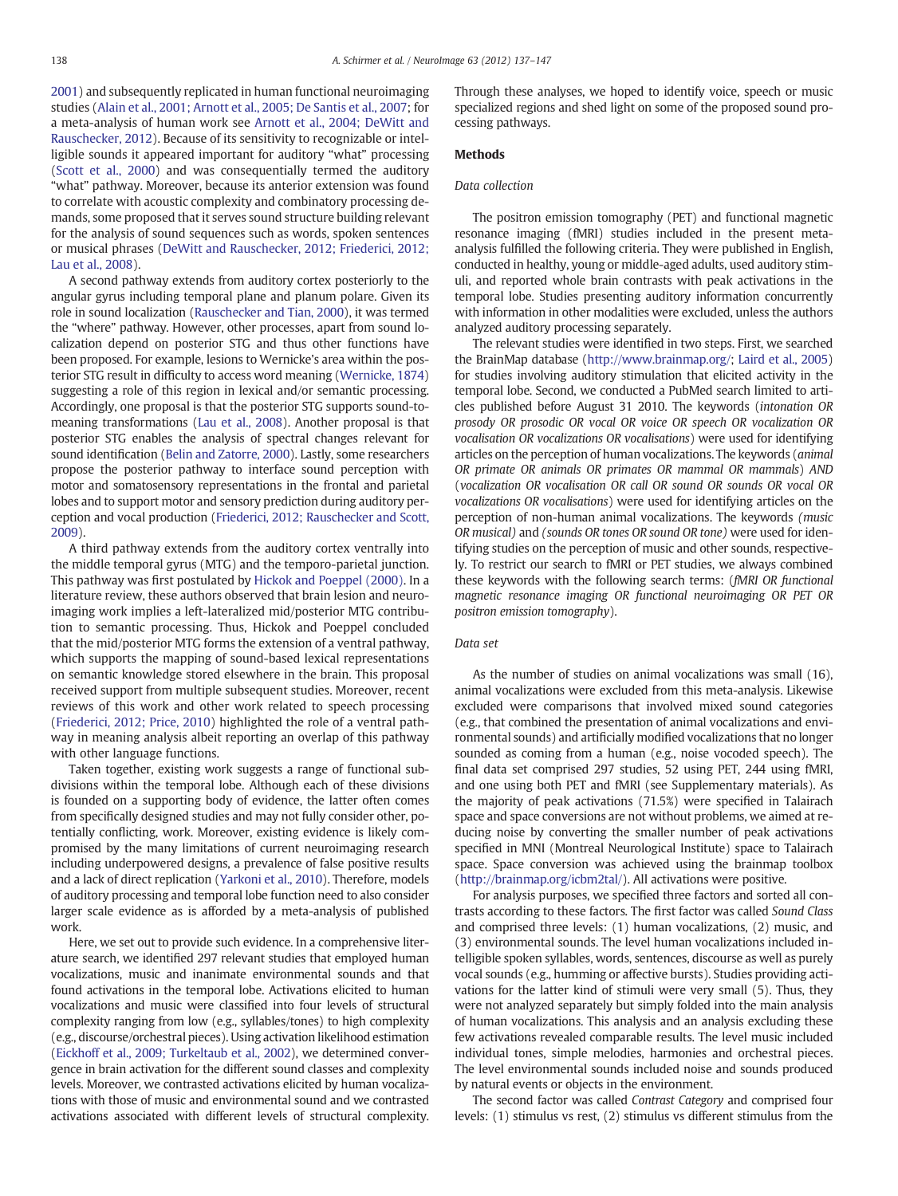2001) and subsequently replicated in human functional neuroimaging studies (Alain et al., 2001; Arnott et al., 2005; De Santis et al., 2007; for a meta-analysis of human work see Arnott et al., 2004; DeWitt and Rauschecker, 2012). Because of its sensitivity to recognizable or intelligible sounds it appeared important for auditory "what" processing (Scott et al., 2000) and was consequentially termed the auditory "what" pathway. Moreover, because its anterior extension was found to correlate with acoustic complexity and combinatory processing demands, some proposed that it serves sound structure building relevant for the analysis of sound sequences such as words, spoken sentences or musical phrases (DeWitt and Rauschecker, 2012; Friederici, 2012; Lau et al., 2008).

A second pathway extends from auditory cortex posteriorly to the angular gyrus including temporal plane and planum polare. Given its role in sound localization (Rauschecker and Tian, 2000), it was termed the "where" pathway. However, other processes, apart from sound localization depend on posterior STG and thus other functions have been proposed. For example, lesions to Wernicke's area within the posterior STG result in difficulty to access word meaning (Wernicke, 1874) suggesting a role of this region in lexical and/or semantic processing. Accordingly, one proposal is that the posterior STG supports sound-to-meaning transformations (Lau et al., 2008). Another proposal is that posterior STG enables the analysis of spectral changes relevant for sound identification (Belin and Zatorre, 2000). Lastly, some researchers propose the posterior pathway to interface sound perception with motor and somatosensory representations in the frontal and parietal lobes and to support motor and sensory prediction during auditory perception and vocal production (Friederici, 2012; Rauschecker and Scott, 2009).

A third pathway extends from the auditory cortex ventrally into the middle temporal gyrus (MTG) and the temporo-parietal junction. This pathway was first postulated by Hickok and Poeppel (2000). In a literature review, these authors observed that brain lesion and neuroimaging work implies a left-lateralized mid/posterior MTG contribution to semantic processing. Thus, Hickok and Poeppel concluded that the mid/posterior MTG forms the extension of a ventral pathway, which supports the mapping of sound-based lexical representations on semantic knowledge stored elsewhere in the brain. This proposal received support from multiple subsequent studies. Moreover, recent reviews of this work and other work related to speech processing (Friederici, 2012; Price, 2010) highlighted the role of a ventral pathway in meaning analysis albeit reporting an overlap of this pathway with other language functions.

Taken together, existing work suggests a range of functional subdivisions within the temporal lobe. Although each of these divisions is founded on a supporting body of evidence, the latter often comes from specifically designed studies and may not fully consider other, potentially conflicting, work. Moreover, existing evidence is likely compromised by the many limitations of current neuroimaging research including underpowered designs, a prevalence of false positive results and a lack of direct replication (Yarkoni et al., 2010). Therefore, models of auditory processing and temporal lobe function need to also consider larger scale evidence as is afforded by a meta-analysis of published work.

Here, we set out to provide such evidence. In a comprehensive literature search, we identified 297 relevant studies that employed human vocalizations, music and inanimate environmental sounds and that found activations in the temporal lobe. Activations elicited to human vocalizations and music were classified into four levels of structural complexity ranging from low (e.g., syllables/tones) to high complexity (e.g., discourse/orchestral pieces). Using activation likelihood estimation (Eickhoff et al., 2009; Turkeltaub et al., 2002), we determined convergence in brain activation for the different sound classes and complexity levels. Moreover, we contrasted activations elicited by human vocalizations with those of music and environmental sound and we contrasted activations associated with different levels of structural complexity. Through these analyses, we hoped to identify voice, speech or music specialized regions and shed light on some of the proposed sound processing pathways.

## Methods

### Data collection

The positron emission tomography (PET) and functional magnetic resonance imaging (fMRI) studies included in the present meta-analysis fulfilled the following criteria. They were published in English, conducted in healthy, young or middle-aged adults, used auditory stimuli, and reported whole brain contrasts with peak activations in the temporal lobe. Studies presenting auditory information concurrently with information in other modalities were excluded, unless the authors analyzed auditory processing separately.

The relevant studies were identified in two steps. First, we searched the BrainMap database (http://www.brainmap.org/; Laird et al., 2005) for studies involving auditory stimulation that elicited activity in the temporal lobe. Second, we conducted a PubMed search limited to articles published before August 31 2010. The keywords (*intonation OR prosody OR prosodic OR vocal OR voice OR speech OR vocalization OR vocalisation OR vocalizations OR vocalisations*) were used for identifying articles on the perception of human vocalizations. The keywords (*animal OR primate OR animals OR primates OR mammal OR mammals*) *AND* (*vocalization OR vocalisation OR call OR sound OR sounds OR vocal OR vocalizations OR vocalisations*) were used for identifying articles on the perception of non-human animal vocalizations. The keywords *(music OR musical)* and *(sounds OR tones OR sound OR tone)* were used for identifying studies on the perception of music and other sounds, respectively. To restrict our search to fMRI or PET studies, we always combined these keywords with the following search terms: (*fMRI OR functional magnetic resonance imaging OR functional neuroimaging OR PET OR positron emission tomography*).

### Data set

As the number of studies on animal vocalizations was small (16), animal vocalizations were excluded from this meta-analysis. Likewise excluded were comparisons that involved mixed sound categories (e.g., that combined the presentation of animal vocalizations and environmental sounds) and artificially modified vocalizations that no longer sounded as coming from a human (e.g., noise vocoded speech). The final data set comprised 297 studies, 52 using PET, 244 using fMRI, and one using both PET and fMRI (see Supplementary materials). As the majority of peak activations (71.5%) were specified in Talairach space and space conversions are not without problems, we aimed at reducing noise by converting the smaller number of peak activations specified in MNI (Montreal Neurological Institute) space to Talairach space. Space conversion was achieved using the brainmap toolbox (http://brainmap.org/icbm2tal/). All activations were positive.

For analysis purposes, we specified three factors and sorted all contrasts according to these factors. The first factor was called *Sound Class* and comprised three levels: (1) human vocalizations, (2) music, and (3) environmental sounds. The level human vocalizations included intelligible spoken syllables, words, sentences, discourse as well as purely vocal sounds (e.g., humming or affective bursts). Studies providing activations for the latter kind of stimuli were very small (5). Thus, they were not analyzed separately but simply folded into the main analysis of human vocalizations. This analysis and an analysis excluding these few activations revealed comparable results. The level music included individual tones, simple melodies, harmonies and orchestral pieces. The level environmental sounds included noise and sounds produced by natural events or objects in the environment.

The second factor was called *Contrast Category* and comprised four levels: (1) stimulus vs rest, (2) stimulus vs different stimulus from the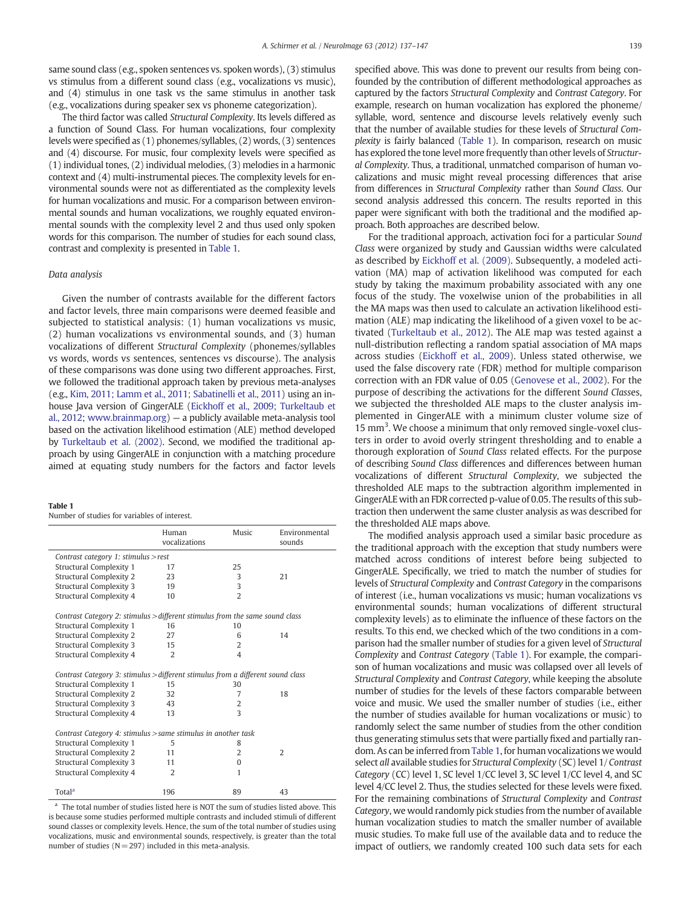same sound class (e.g., spoken sentences vs. spoken words), (3) stimulus vs stimulus from a different sound class (e.g., vocalizations vs music), and (4) stimulus in one task vs the same stimulus in another task (e.g., vocalizations during speaker sex vs phoneme categorization).

The third factor was called *Structural Complexity*. Its levels differed as a function of Sound Class. For human vocalizations, four complexity levels were specified as (1) phonemes/syllables, (2) words, (3) sentences and (4) discourse. For music, four complexity levels were specified as (1) individual tones, (2) individual melodies, (3) melodies in a harmonic context and (4) multi-instrumental pieces. The complexity levels for environmental sounds were not as differentiated as the complexity levels for human vocalizations and music. For a comparison between environmental sounds and human vocalizations, we roughly equated environmental sounds with the complexity level 2 and thus used only spoken words for this comparison. The number of studies for each sound class, contrast and complexity is presented in Table 1.

### Data analysis

Given the number of contrasts available for the different factors and factor levels, three main comparisons were deemed feasible and subjected to statistical analysis: (1) human vocalizations vs music, (2) human vocalizations vs environmental sounds, and (3) human vocalizations of different *Structural Complexity* (phonemes/syllables vs words, words vs sentences, sentences vs discourse). The analysis of these comparisons was done using two different approaches. First, we followed the traditional approach taken by previous meta-analyses (e.g., Kim, 2011; Lamm et al., 2011; Sabatinelli et al., 2011) using an in-house Java version of GingerALE (Eickhoff et al., 2009; Turkeltaub et al., 2012; www.brainmap.org) — a publicly available meta-analysis tool based on the activation likelihood estimation (ALE) method developed by Turkeltaub et al. (2002). Second, we modified the traditional approach by using GingerALE in conjunction with a matching procedure aimed at equating study numbers for the factors and factor levels specified above. This was done to prevent our results from being confounded by the contribution of different methodological approaches as captured by the factors *Structural Complexity* and *Contrast Category*. For example, research on human vocalization has explored the phoneme/syllable, word, sentence and discourse levels relatively evenly such that the number of available studies for these levels of *Structural Complexity* is fairly balanced (Table 1). In comparison, research on music has explored the tone level more frequently than other levels of *Structural Complexity*. Thus, a traditional, unmatched comparison of human vocalizations and music might reveal processing differences that arise from differences in *Structural Complexity* rather than *Sound Class*. Our second analysis addressed this concern. The results reported in this paper were significant with both the traditional and the modified approach. Both approaches are described below.

For the traditional approach, activation foci for a particular *Sound Class* were organized by study and Gaussian widths were calculated as described by Eickhoff et al. (2009). Subsequently, a modeled activation (MA) map of activation likelihood was computed for each study by taking the maximum probability associated with any one focus of the study. The voxelwise union of the probabilities in all the MA maps was then used to calculate an activation likelihood estimation (ALE) map indicating the likelihood of a given voxel to be activated (Turkeltaub et al., 2012). The ALE map was tested against a null-distribution reflecting a random spatial association of MA maps across studies (Eickhoff et al., 2009). Unless stated otherwise, we used the false discovery rate (FDR) method for multiple comparison correction with an FDR value of 0.05 (Genovese et al., 2002). For the purpose of describing the activations for the different *Sound Class*es, we subjected the thresholded ALE maps to the cluster analysis implemented in GingerALE with a minimum cluster volume size of 15 $mm^3$. We choose a minimum that only removed single-voxel clusters in order to avoid overly stringent thresholding and to enable a thorough exploration of *Sound Class* related effects. For the purpose of describing *Sound Class* differences and differences between human vocalizations of different *Structural Complexity*, we subjected the thresholded ALE maps to the subtraction algorithm implemented in GingerALE with an FDR corrected p-value of 0.05. The results of this subtraction then underwent the same cluster analysis as was described for the thresholded ALE maps above.

The modified analysis approach used a similar basic procedure as the traditional approach with the exception that study numbers were matched across conditions of interest before being subjected to GingerALE. Specifically, we tried to match the number of studies for levels of *Structural Complexity* and *Contrast Category* in the comparisons of interest (i.e., human vocalizations vs music; human vocalizations vs environmental sounds; human vocalizations of different structural complexity levels) as to eliminate the influence of these factors on the results. To this end, we checked which of the two conditions in a comparison had the smaller number of studies for a given level of *Structural Complexity* and *Contrast Category* (Table 1). For example, the comparison of human vocalizations and music was collapsed over all levels of *Structural Complexity* and *Contrast Category*, while keeping the absolute number of studies for the levels of these factors comparable between voice and music. We used the smaller number of studies (i.e., either the number of studies available for human vocalizations or music) to randomly select the same number of studies from the other condition thus generating stimulus sets that were partially fixed and partially random. As can be inferred from Table 1, for human vocalizations we would select *all* available studies for *Structural Complexity* (SC) level 1/ *Contrast Category* (CC) level 1, SC level 1/CC level 3, SC level 1/CC level 4, and SC level 4/CC level 2. Thus, the studies selected for these levels were fixed. For the remaining combinations of *Structural Complexity* and *Contrast Category*, we would randomly pick studies from the number of available human vocalization studies to match the smaller number of available music studies. To make full use of the available data and to reduce the impact of outliers, we randomly created 100 such data sets for each

**Table 1**
Number of studies for variables of interest.

| | Human vocalizations | Music | Environmental sounds |
|---|---|---|---|
| *Contrast category 1: stimulus > rest* | | | |
| Structural Complexity 1 | 17 | 25 | |
| Structural Complexity 2 | 23 | 3 | 21 |
| Structural Complexity 3 | 19 | 3 | |
| Structural Complexity 4 | 10 | 2 | |
| *Contrast Category 2: stimulus > different stimulus from the same sound class* | | | |
| Structural Complexity 1 | 16 | 10 | |
| Structural Complexity 2 | 27 | 6 | 14 |
| Structural Complexity 3 | 15 | 2 | |
| Structural Complexity 4 | 2 | 4 | |
| *Contrast Category 3: stimulus > different stimulus from a different sound class* | | | |
| Structural Complexity 1 | 15 | 30 | |
| Structural Complexity 2 | 32 | 7 | 18 |
| Structural Complexity 3 | 43 | 2 | |
| Structural Complexity 4 | 13 | 3 | |
| *Contrast Category 4: stimulus > same stimulus in another task* | | | |
| Structural Complexity 1 | 5 | 8 | |
| Structural Complexity 2 | 11 | 2 | 2 |
| Structural Complexity 3 | 11 | 0 | |
| Structural Complexity 4 | 2 | 1 | |
| Total[a] | 196 | 89 | 43 |

[a] The total number of studies listed here is NOT the sum of studies listed above. This is because some studies performed multiple contrasts and included stimuli of different sound classes or complexity levels. Hence, the sum of the total number of studies using vocalizations, music and environmental sounds, respectively, is greater than the total number of studies (N = 297) included in this meta-analysis.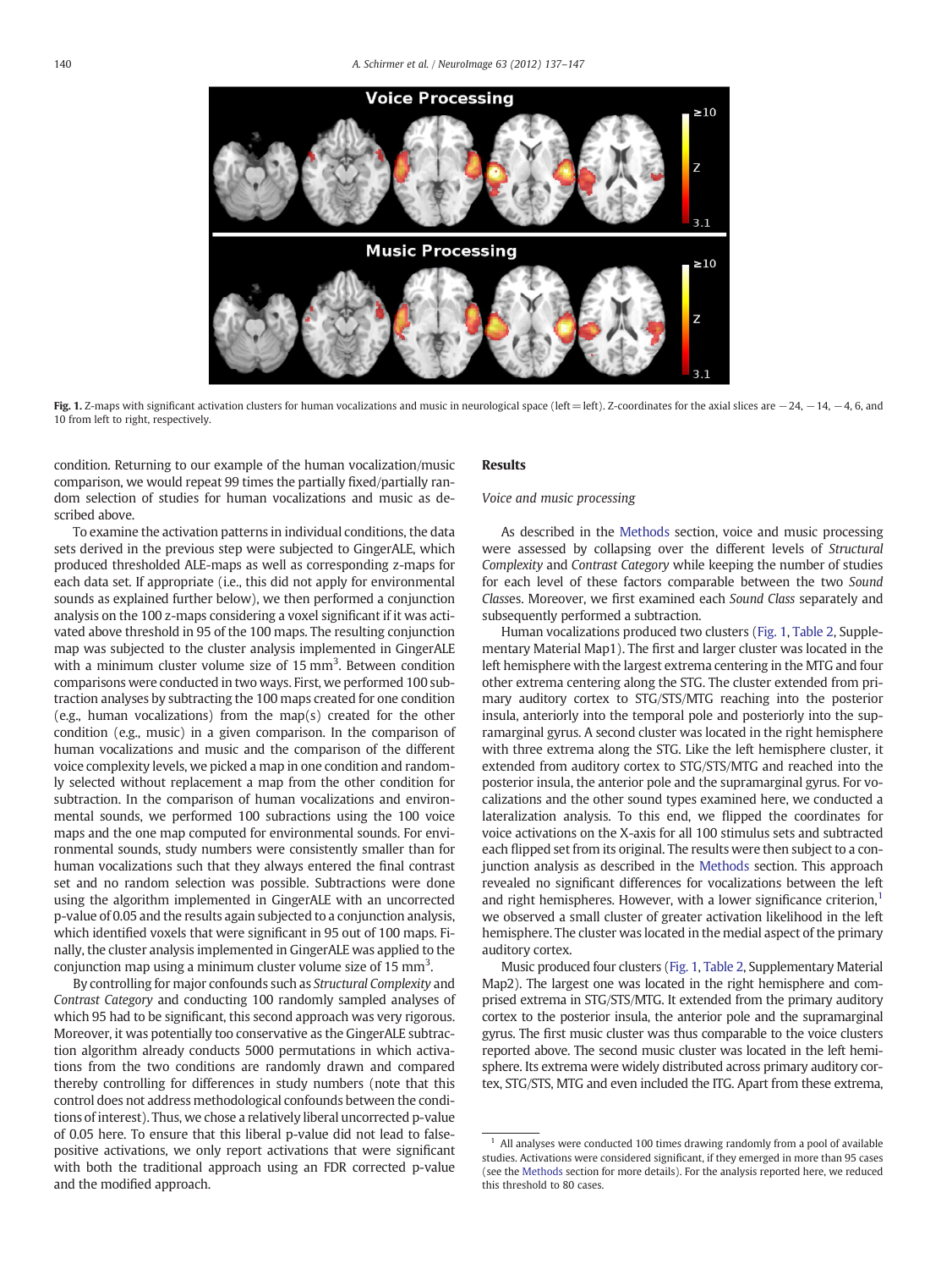Fig. 1. Z-maps with significant activation clusters for human vocalizations and music in neurological space (left = left). Z-coordinates for the axial slices are −24, −14, −4, 6, and 10 from left to right, respectively.

condition. Returning to our example of the human vocalization/music comparison, we would repeat 99 times the partially fixed/partially random selection of studies for human vocalizations and music as described above.

To examine the activation patterns in individual conditions, the data sets derived in the previous step were subjected to GingerALE, which produced thresholded ALE-maps as well as corresponding z-maps for each data set. If appropriate (i.e., this did not apply for environmental sounds as explained further below), we then performed a conjunction analysis on the 100 z-maps considering a voxel significant if it was activated above threshold in 95 of the 100 maps. The resulting conjunction map was subjected to the cluster analysis implemented in GingerALE with a minimum cluster volume size of 15 $mm^3$. Between condition comparisons were conducted in two ways. First, we performed 100 subtraction analyses by subtracting the 100 maps created for one condition (e.g., human vocalizations) from the map(s) created for the other condition (e.g., music) in a given comparison. In the comparison of human vocalizations and music and the comparison of the different voice complexity levels, we picked a map in one condition and randomly selected without replacement a map from the other condition for subtraction. In the comparison of human vocalizations and environmental sounds, we performed 100 subractions using the 100 voice maps and the one map computed for environmental sounds. For environmental sounds, study numbers were consistently smaller than for human vocalizations such that they always entered the final contrast set and no random selection was possible. Subtractions were done using the algorithm implemented in GingerALE with an uncorrected p-value of 0.05 and the results again subjected to a conjunction analysis, which identified voxels that were significant in 95 out of 100 maps. Finally, the cluster analysis implemented in GingerALE was applied to the conjunction map using a minimum cluster volume size of 15 $mm^3$.

By controlling for major confounds such as *Structural Complexity* and *Contrast Category* and conducting 100 randomly sampled analyses of which 95 had to be significant, this second approach was very rigorous. Moreover, it was potentially too conservative as the GingerALE subtraction algorithm already conducts 5000 permutations in which activations from the two conditions are randomly drawn and compared thereby controlling for differences in study numbers (note that this control does not address methodological confounds between the conditions of interest). Thus, we chose a relatively liberal uncorrected p-value of 0.05 here. To ensure that this liberal p-value did not lead to false-positive activations, we only report activations that were significant with both the traditional approach using an FDR corrected p-value and the modified approach.

## Results

### *Voice and music processing*

As described in the Methods section, voice and music processing were assessed by collapsing over the different levels of *Structural Complexity* and *Contrast Category* while keeping the number of studies for each level of these factors comparable between the two *Sound Classes*. Moreover, we first examined each *Sound Class* separately and subsequently performed a subtraction.

Human vocalizations produced two clusters (Fig. 1, Table 2, Supplementary Material Map1). The first and larger cluster was located in the left hemisphere with the largest extrema centering in the MTG and four other extrema centering along the STG. The cluster extended from primary auditory cortex to STG/STS/MTG reaching into the posterior insula, anteriorly into the temporal pole and posteriorly into the supramarginal gyrus. A second cluster was located in the right hemisphere with three extrema along the STG. Like the left hemisphere cluster, it extended from auditory cortex to STG/STS/MTG and reached into the posterior insula, the anterior pole and the supramarginal gyrus. For vocalizations and the other sound types examined here, we conducted a lateralization analysis. To this end, we flipped the coordinates for voice activations on the X-axis for all 100 stimulus sets and subtracted each flipped set from its original. The results were then subject to a conjunction analysis as described in the Methods section. This approach revealed no significant differences for vocalizations between the left and right hemispheres. However, with a lower significance criterion,[1] we observed a small cluster of greater activation likelihood in the left hemisphere. The cluster was located in the medial aspect of the primary auditory cortex.

Music produced four clusters (Fig. 1, Table 2, Supplementary Material Map2). The largest one was located in the right hemisphere and comprised extrema in STG/STS/MTG. It extended from the primary auditory cortex to the posterior insula, the anterior pole and the supramarginal gyrus. The first music cluster was thus comparable to the voice clusters reported above. The second music cluster was located in the left hemisphere. Its extrema were widely distributed across primary auditory cortex, STG/STS, MTG and even included the ITG. Apart from these extrema,

[1] All analyses were conducted 100 times drawing randomly from a pool of available studies. Activations were considered significant, if they emerged in more than 95 cases (see the Methods section for more details). For the analysis reported here, we reduced this threshold to 80 cases.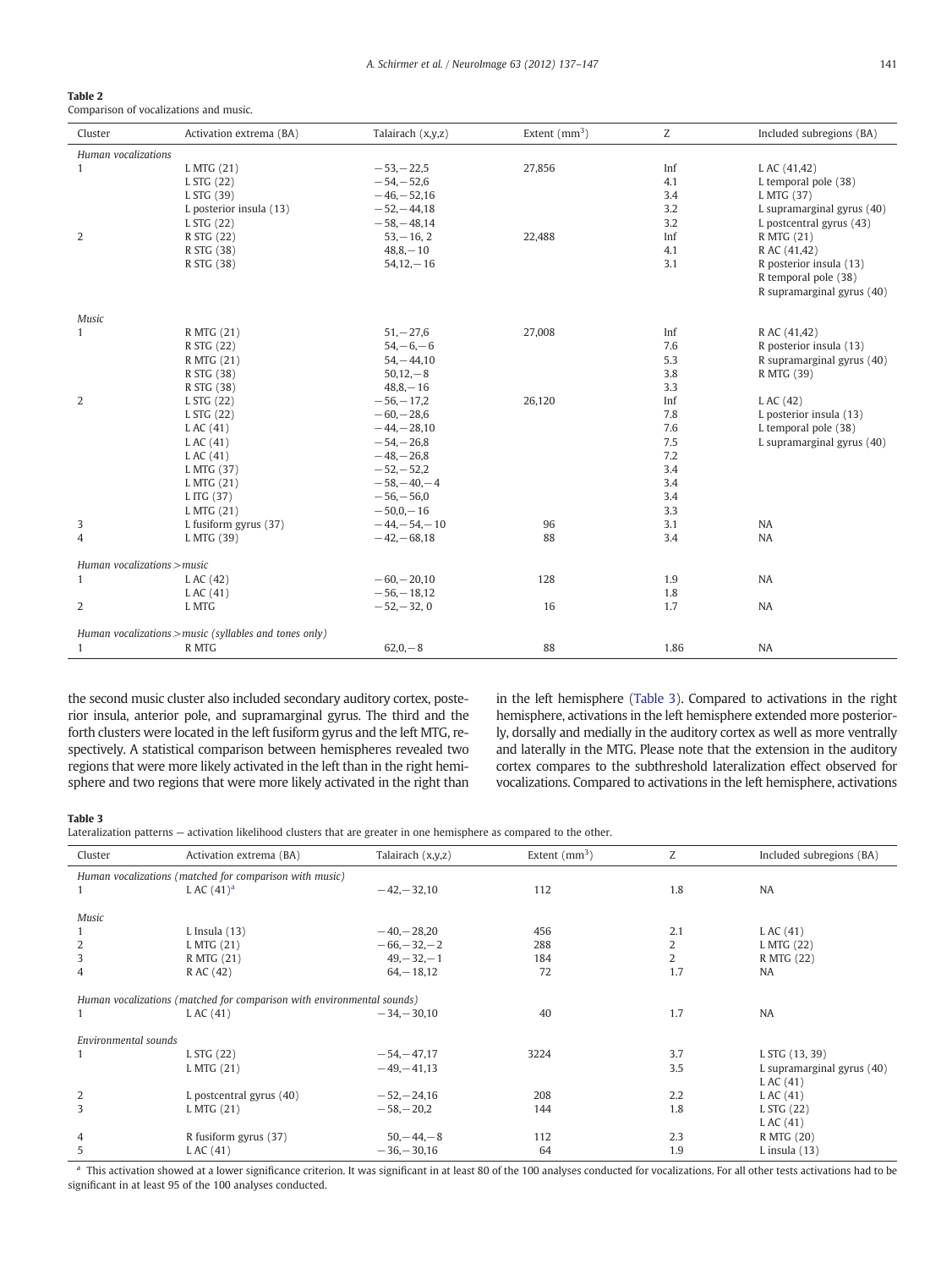**Table 2**
Comparison of vocalizations and music.

| Cluster | Activation extrema (BA) | Talairach (x,y,z) | Extent (mm$^3$) | Z | Included subregions (BA) |
|---|---|---|---|---|---|
| *Human vocalizations* | | | | | |
| 1 | L MTG (21) | −53,−22,5 | 27,856 | Inf | L AC (41,42) |
| | L STG (22) | −54,−52,6 | | 4.1 | L temporal pole (38) |
| | L STG (39) | −46,−52,16 | | 3.4 | L MTG (37) |
| | L posterior insula (13) | −52,−44,18 | | 3.2 | L supramarginal gyrus (40) |
| | L STG (22) | −58,−48,14 | | 3.2 | L postcentral gyrus (43) |
| 2 | R STG (22) | 53,−16, 2 | 22,488 | Inf | R MTG (21) |
| | R STG (38) | 48,8,−10 | | 4.1 | R AC (41,42) |
| | R STG (38) | 54,12,−16 | | 3.1 | R posterior insula (13) |
| | | | | | R temporal pole (38) |
| | | | | | R supramarginal gyrus (40) |
| *Music* | | | | | |
| 1 | R MTG (21) | 51,−27,6 | 27,008 | Inf | R AC (41,42) |
| | R STG (22) | 54,−6,−6 | | 7.6 | R posterior insula (13) |
| | R MTG (21) | 54,−44,10 | | 5.3 | R supramarginal gyrus (40) |
| | R STG (38) | 50,12,−8 | | 3.8 | R MTG (39) |
| | R STG (38) | 48,8,−16 | | 3.3 | |
| 2 | L STG (22) | −56,−17,2 | 26,120 | Inf | L AC (42) |
| | L STG (22) | −60,−28,6 | | 7.8 | L posterior insula (13) |
| | L AC (41) | −44,−28,10 | | 7.6 | L temporal pole (38) |
| | L AC (41) | −54,−26,8 | | 7.5 | L supramarginal gyrus (40) |
| | L AC (41) | −48,−26,8 | | 7.2 | |
| | L MTG (37) | −52,−52,2 | | 3.4 | |
| | L MTG (21) | −58,−40,−4 | | 3.4 | |
| | L ITG (37) | −56,−56,0 | | 3.4 | |
| | L MTG (21) | −50,0,−16 | | 3.3 | |
| 3 | L fusiform gyrus (37) | −44,−54,−10 | 96 | 3.1 | NA |
| 4 | L MTG (39) | −42,−68,18 | 88 | 3.4 | NA |
| *Human vocalizations > music* | | | | | |
| 1 | L AC (42) | −60,−20,10 | 128 | 1.9 | NA |
| | L AC (41) | −56,−18,12 | | 1.8 | |
| 2 | L MTG | −52,−32, 0 | 16 | 1.7 | NA |
| *Human vocalizations > music (syllables and tones only)* | | | | | |
| 1 | R MTG | 62,0,−8 | 88 | 1.86 | NA |

the second music cluster also included secondary auditory cortex, posterior insula, anterior pole, and supramarginal gyrus. The third and the forth clusters were located in the left fusiform gyrus and the left MTG, respectively. A statistical comparison between hemispheres revealed two regions that were more likely activated in the left than in the right hemisphere and two regions that were more likely activated in the right than in the left hemisphere (Table 3). Compared to activations in the right hemisphere, activations in the left hemisphere extended more posteriorly, dorsally and medially in the auditory cortex as well as more ventrally and laterally in the MTG. Please note that the extension in the auditory cortex compares to the subthreshold lateralization effect observed for vocalizations. Compared to activations in the left hemisphere, activations

**Table 3**
Lateralization patterns — activation likelihood clusters that are greater in one hemisphere as compared to the other.

| Cluster | Activation extrema (BA) | Talairach (x,y,z) | Extent (mm$^3$) | Z | Included subregions (BA) |
|---|---|---|---|---|---|
| *Human vocalizations (matched for comparison with music)* | | | | | |
| 1 | L AC (41)[a] | −42,−32,10 | 112 | 1.8 | NA |
| *Music* | | | | | |
| 1 | L Insula (13) | −40,−28,20 | 456 | 2.1 | L AC (41) |
| 2 | L MTG (21) | −66,−32,−2 | 288 | 2 | L MTG (22) |
| 3 | R MTG (21) | 49,−32,−1 | 184 | 2 | R MTG (22) |
| 4 | R AC (42) | 64,−18,12 | 72 | 1.7 | NA |
| *Human vocalizations (matched for comparison with environmental sounds)* | | | | | |
| 1 | L AC (41) | −34,−30,10 | 40 | 1.7 | NA |
| *Environmental sounds* | | | | | |
| 1 | L STG (22) | −54,−47,17 | 3224 | 3.7 | L STG (13, 39) |
| | L MTG (21) | −49,−41,13 | | 3.5 | L supramarginal gyrus (40) |
| | | | | | L AC (41) |
| 2 | L postcentral gyrus (40) | −52,−24,16 | 208 | 2.2 | L AC (41) |
| 3 | L MTG (21) | −58,−20,2 | 144 | 1.8 | L STG (22) |
| | | | | | L AC (41) |
| 4 | R fusiform gyrus (37) | 50,−44,−8 | 112 | 2.3 | R MTG (20) |
| 5 | L AC (41) | −36,−30,16 | 64 | 1.9 | L insula (13) |

[a] This activation showed at a lower significance criterion. It was significant in at least 80 of the 100 analyses conducted for vocalizations. For all other tests activations had to be significant in at least 95 of the 100 analyses conducted.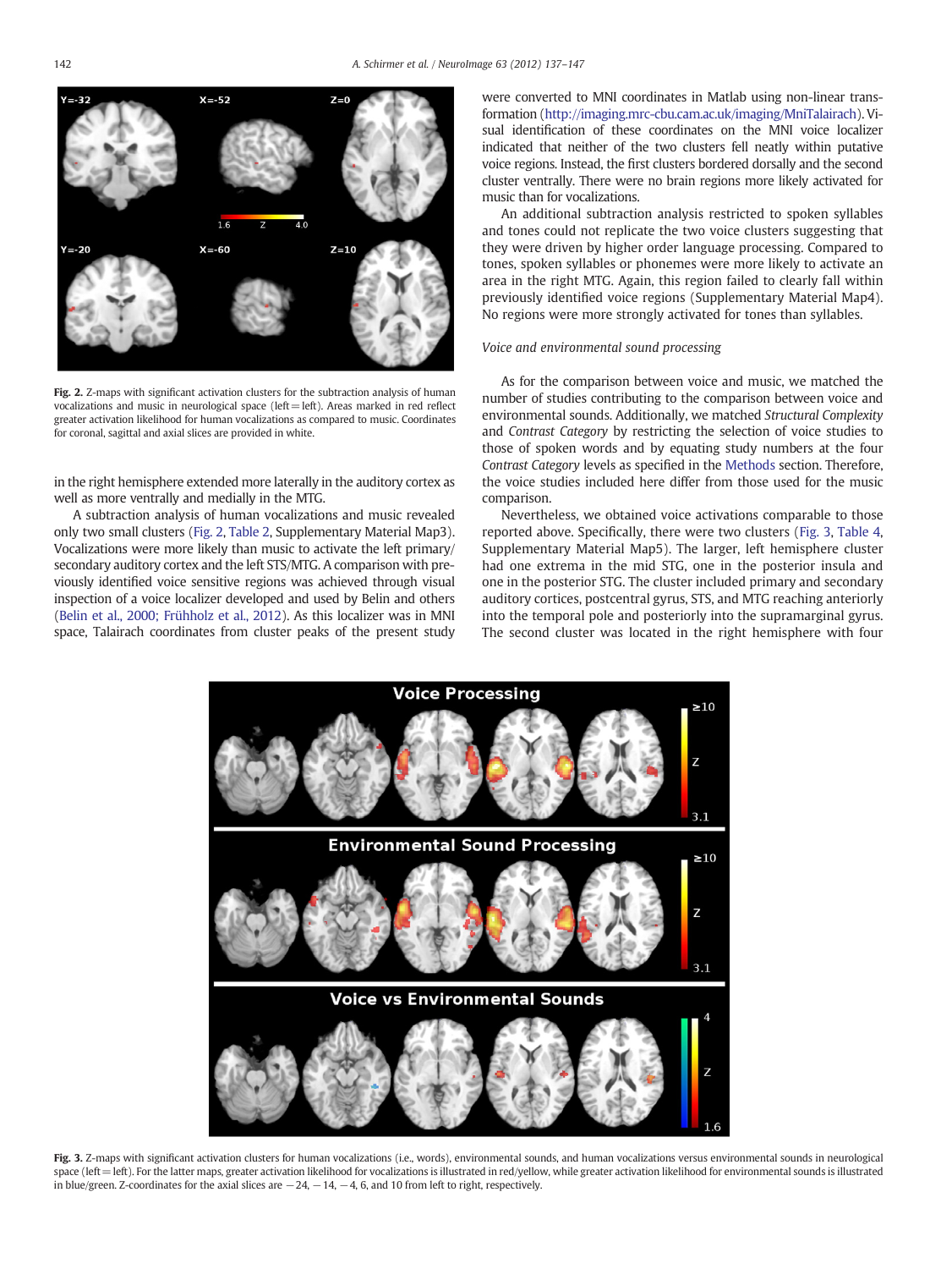Fig. 2. Z-maps with significant activation clusters for the subtraction analysis of human vocalizations and music in neurological space (left = left). Areas marked in red reflect greater activation likelihood for human vocalizations as compared to music. Coordinates for coronal, sagittal and axial slices are provided in white.

in the right hemisphere extended more laterally in the auditory cortex as well as more ventrally and medially in the MTG.

A subtraction analysis of human vocalizations and music revealed only two small clusters (Fig. 2, Table 2, Supplementary Material Map3). Vocalizations were more likely than music to activate the left primary/secondary auditory cortex and the left STS/MTG. A comparison with previously identified voice sensitive regions was achieved through visual inspection of a voice localizer developed and used by Belin and others (Belin et al., 2000; Frühholz et al., 2012). As this localizer was in MNI space, Talairach coordinates from cluster peaks of the present study were converted to MNI coordinates in Matlab using non-linear transformation (http://imaging.mrc-cbu.cam.ac.uk/imaging/MniTalairach). Visual identification of these coordinates on the MNI voice localizer indicated that neither of the two clusters fell neatly within putative voice regions. Instead, the first clusters bordered dorsally and the second cluster ventrally. There were no brain regions more likely activated for music than for vocalizations.

An additional subtraction analysis restricted to spoken syllables and tones could not replicate the two voice clusters suggesting that they were driven by higher order language processing. Compared to tones, spoken syllables or phonemes were more likely to activate an area in the right MTG. Again, this region failed to clearly fall within previously identified voice regions (Supplementary Material Map4). No regions were more strongly activated for tones than syllables.

### *Voice and environmental sound processing*

As for the comparison between voice and music, we matched the number of studies contributing to the comparison between voice and environmental sounds. Additionally, we matched *Structural Complexity* and *Contrast Category* by restricting the selection of voice studies to those of spoken words and by equating study numbers at the four *Contrast Category* levels as specified in the Methods section. Therefore, the voice studies included here differ from those used for the music comparison.

Nevertheless, we obtained voice activations comparable to those reported above. Specifically, there were two clusters (Fig. 3, Table 4, Supplementary Material Map5). The larger, left hemisphere cluster had one extrema in the mid STG, one in the posterior insula and one in the posterior STG. The cluster included primary and secondary auditory cortices, postcentral gyrus, STS, and MTG reaching anteriorly into the temporal pole and posteriorly into the supramarginal gyrus. The second cluster was located in the right hemisphere with four

Fig. 3. Z-maps with significant activation clusters for human vocalizations (i.e., words), environmental sounds, and human vocalizations versus environmental sounds in neurological space (left = left). For the latter maps, greater activation likelihood for vocalizations is illustrated in red/yellow, while greater activation likelihood for environmental sounds is illustrated in blue/green. Z-coordinates for the axial slices are −24, −14, −4, 6, and 10 from left to right, respectively.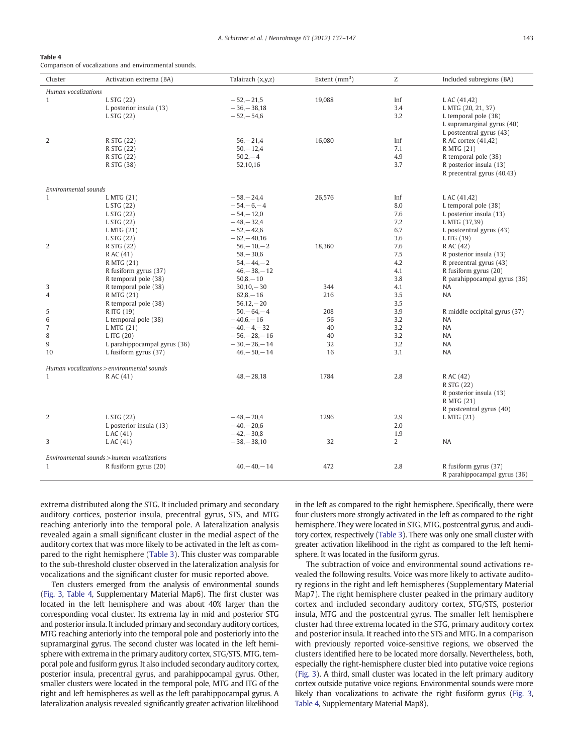**Table 4**
Comparison of vocalizations and environmental sounds.

| Cluster | Activation extrema (BA) | Talairach (x,y,z) | Extent (mm$^3$) | Z | Included subregions (BA) |
|---|---|---|---|---|---|
| *Human vocalizations* | | | | | |
| 1 | L STG (22) | −52,−21,5 | 19,088 | Inf | L AC (41,42) |
| | L posterior insula (13) | −36,−38,18 | | 3.4 | L MTG (20, 21, 37) |
| | L STG (22) | −52,−54,6 | | 3.2 | L temporal pole (38) |
| | | | | | L supramarginal gyrus (40) |
| | | | | | L postcentral gyrus (43) |
| 2 | R STG (22) | 56,−21,4 | 16,080 | Inf | R AC cortex (41,42) |
| | R STG (22) | 50,−12,4 | | 7.1 | R MTG (21) |
| | R STG (22) | 50,2,−4 | | 4.9 | R temporal pole (38) |
| | R STG (38) | 52,10,16 | | 3.7 | R posterior insula (13) |
| | | | | | R precentral gyrus (40,43) |
| *Environmental sounds* | | | | | |
| 1 | L MTG (21) | −58,−24,4 | 26,576 | Inf | L AC (41,42) |
| | L STG (22) | −54,−6,−4 | | 8.0 | L temporal pole (38) |
| | L STG (22) | −54,−12,0 | | 7.6 | L posterior insula (13) |
| | L STG (22) | −48,−32,4 | | 7.2 | L MTG (37,39) |
| | L MTG (21) | −52,−42,6 | | 6.7 | L postcentral gyrus (43) |
| | L STG (22) | −62,−40,16 | | 3.6 | L ITG (19) |
| 2 | R STG (22) | 56,−10,−2 | 18,360 | 7.6 | R AC (42) |
| | R AC (41) | 58,−30,6 | | 7.5 | R posterior insula (13) |
| | R MTG (21) | 54,−44,−2 | | 4.2 | R precentral gyrus (43) |
| | R fusiform gyrus (37) | 46,−38,−12 | | 4.1 | R fusiform gyrus (20) |
| | R temporal pole (38) | 50,8,−10 | | 3.8 | R parahippocampal gyrus (36) |
| 3 | R temporal pole (38) | 30,10,−30 | 344 | 4.1 | NA |
| 4 | R MTG (21) | 62,8,−16 | 216 | 3.5 | NA |
| | R temporal pole (38) | 56,12,−20 | | 3.5 | |
| 5 | R ITG (19) | 50,−64,−4 | 208 | 3.9 | R middle occipital gyrus (37) |
| 6 | L temporal pole (38) | −40,6,−16 | 56 | 3.2 | NA |
| 7 | L MTG (21) | −40,−4,−32 | 40 | 3.2 | NA |
| 8 | L ITG (20) | −56,−28,−16 | 40 | 3.2 | NA |
| 9 | L parahippocampal gyrus (36) | −30,−26,−14 | 32 | 3.2 | NA |
| 10 | L fusiform gyrus (37) | 46,−50,−14 | 16 | 3.1 | NA |
| *Human vocalizations > environmental sounds* | | | | | |
| 1 | R AC (41) | 48,−28,18 | 1784 | 2.8 | R AC (42) |
| | | | | | R STG (22) |
| | | | | | R posterior insula (13) |
| | | | | | R MTG (21) |
| | | | | | R postcentral gyrus (40) |
| 2 | L STG (22) | −48,−20,4 | 1296 | 2.9 | L MTG (21) |
| | L posterior insula (13) | −40,−20,6 | | 2.0 | |
| | L AC (41) | −42,−30,8 | | 1.9 | |
| 3 | L AC (41) | −38,−38,10 | 32 | 2 | NA |
| *Environmental sounds > human vocalizations* | | | | | |
| 1 | R fusiform gyrus (20) | 40,−40,−14 | 472 | 2.8 | R fusiform gyrus (37) |
| | | | | | R parahippocampal gyrus (36) |

extrema distributed along the STG. It included primary and secondary auditory cortices, posterior insula, precentral gyrus, STS, and MTG reaching anteriorly into the temporal pole. A lateralization analysis revealed again a small significant cluster in the medial aspect of the auditory cortex that was more likely to be activated in the left as compared to the right hemisphere (Table 3). This cluster was comparable to the sub-threshold cluster observed in the lateralization analysis for vocalizations and the significant cluster for music reported above.

Ten clusters emerged from the analysis of environmental sounds (Fig. 3, Table 4, Supplementary Material Map6). The first cluster was located in the left hemisphere and was about 40% larger than the corresponding vocal cluster. Its extrema lay in mid and posterior STG and posterior insula. It included primary and secondary auditory cortices, MTG reaching anteriorly into the temporal pole and posteriorly into the supramarginal gyrus. The second cluster was located in the left hemisphere with extrema in the primary auditory cortex, STG/STS, MTG, temporal pole and fusiform gyrus. It also included secondary auditory cortex, posterior insula, precentral gyrus, and parahippocampal gyrus. Other, smaller clusters were located in the temporal pole, MTG and ITG of the right and left hemispheres as well as the left parahippocampal gyrus. A lateralization analysis revealed significantly greater activation likelihood in the left as compared to the right hemisphere. Specifically, there were four clusters more strongly activated in the left as compared to the right hemisphere. They were located in STG, MTG, postcentral gyrus, and auditory cortex, respectively (Table 3). There was only one small cluster with greater activation likelihood in the right as compared to the left hemisphere. It was located in the fusiform gyrus.

The subtraction of voice and environmental sound activations revealed the following results. Voice was more likely to activate auditory regions in the right and left hemispheres (Supplementary Material Map7). The right hemisphere cluster peaked in the primary auditory cortex and included secondary auditory cortex, STG/STS, posterior insula, MTG and the postcentral gyrus. The smaller left hemisphere cluster had three extrema located in the STG, primary auditory cortex and posterior insula. It reached into the STS and MTG. In a comparison with previously reported voice-sensitive regions, we observed the clusters identified here to be located more dorsally. Nevertheless, both, especially the right-hemisphere cluster bled into putative voice regions (Fig. 3). A third, small cluster was located in the left primary auditory cortex outside putative voice regions. Environmental sounds were more likely than vocalizations to activate the right fusiform gyrus (Fig. 3, Table 4, Supplementary Material Map8).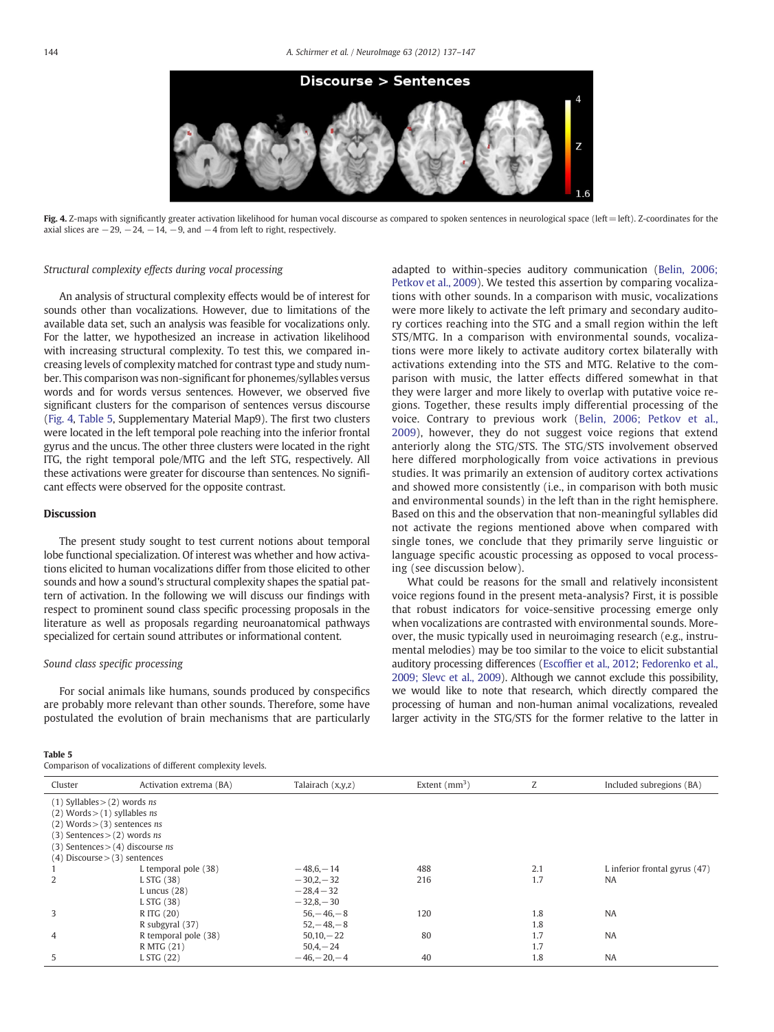**Fig. 4.** Z-maps with significantly greater activation likelihood for human vocal discourse as compared to spoken sentences in neurological space (left = left). Z-coordinates for the axial slices are −29, −24, −14, −9, and −4 from left to right, respectively.

### Structural complexity effects during vocal processing

An analysis of structural complexity effects would be of interest for sounds other than vocalizations. However, due to limitations of the available data set, such an analysis was feasible for vocalizations only. For the latter, we hypothesized an increase in activation likelihood with increasing structural complexity. To test this, we compared increasing levels of complexity matched for contrast type and study number. This comparison was non-significant for phonemes/syllables versus words and for words versus sentences. However, we observed five significant clusters for the comparison of sentences versus discourse (Fig. 4, Table 5, Supplementary Material Map9). The first two clusters were located in the left temporal pole reaching into the inferior frontal gyrus and the uncus. The other three clusters were located in the right ITG, the right temporal pole/MTG and the left STG, respectively. All these activations were greater for discourse than sentences. No significant effects were observed for the opposite contrast.

## Discussion

The present study sought to test current notions about temporal lobe functional specialization. Of interest was whether and how activations elicited to human vocalizations differ from those elicited to other sounds and how a sound's structural complexity shapes the spatial pattern of activation. In the following we will discuss our findings with respect to prominent sound class specific processing proposals in the literature as well as proposals regarding neuroanatomical pathways specialized for certain sound attributes or informational content.

### Sound class specific processing

For social animals like humans, sounds produced by conspecifics are probably more relevant than other sounds. Therefore, some have postulated the evolution of brain mechanisms that are particularly adapted to within-species auditory communication (Belin, 2006; Petkov et al., 2009). We tested this assertion by comparing vocalizations with other sounds. In a comparison with music, vocalizations were more likely to activate the left primary and secondary auditory cortices reaching into the STG and a small region within the left STS/MTG. In a comparison with environmental sounds, vocalizations were more likely to activate auditory cortex bilaterally with activations extending into the STS and MTG. Relative to the comparison with music, the latter effects differed somewhat in that they were larger and more likely to overlap with putative voice regions. Together, these results imply differential processing of the voice. Contrary to previous work (Belin, 2006; Petkov et al., 2009), however, they do not suggest voice regions that extend anteriorly along the STG/STS. The STG/STS involvement observed here differed morphologically from voice activations in previous studies. It was primarily an extension of auditory cortex activations and showed more consistently (i.e., in comparison with both music and environmental sounds) in the left than in the right hemisphere. Based on this and the observation that non-meaningful syllables did not activate the regions mentioned above when compared with single tones, we conclude that they primarily serve linguistic or language specific acoustic processing as opposed to vocal processing (see discussion below).

What could be reasons for the small and relatively inconsistent voice regions found in the present meta-analysis? First, it is possible that robust indicators for voice-sensitive processing emerge only when vocalizations are contrasted with environmental sounds. Moreover, the music typically used in neuroimaging research (e.g., instrumental melodies) may be too similar to the voice to elicit substantial auditory processing differences (Escoffier et al., 2012; Fedorenko et al., 2009; Slevc et al., 2009). Although we cannot exclude this possibility, we would like to note that research, which directly compared the processing of human and non-human animal vocalizations, revealed larger activity in the STG/STS for the former relative to the latter in

**Table 5**
Comparison of vocalizations of different complexity levels.

| Cluster | Activation extrema (BA) | Talairach (x,y,z) | Extent (mm$^3$) | Z | Included subregions (BA) |
|---|---|---|---|---|---|
| (1) Syllables > (2) words *ns* | | | | | |
| (2) Words > (1) syllables *ns* | | | | | |
| (2) Words > (3) sentences *ns* | | | | | |
| (3) Sentences > (2) words *ns* | | | | | |
| (3) Sentences > (4) discourse *ns* | | | | | |
| (4) Discourse > (3) sentences | | | | | |
| 1 | L temporal pole (38) | −48,6,−14 | 488 | 2.1 | L inferior frontal gyrus (47) |
| 2 | L STG (38) | −30,2,−32 | 216 | 1.7 | NA |
| | L uncus (28) | −28,4−32 | | | |
| | L STG (38) | −32,8,−30 | | | |
| 3 | R ITG (20) | 56,−46,−8 | 120 | 1.8 | NA |
| | R subgyral (37) | 52,−48,−8 | | 1.8 | |
| 4 | R temporal pole (38) | 50,10,−22 | 80 | 1.7 | NA |
| | R MTG (21) | 50,4,−24 | | 1.7 | |
| 5 | L STG (22) | −46,−20,−4 | 40 | 1.8 | NA |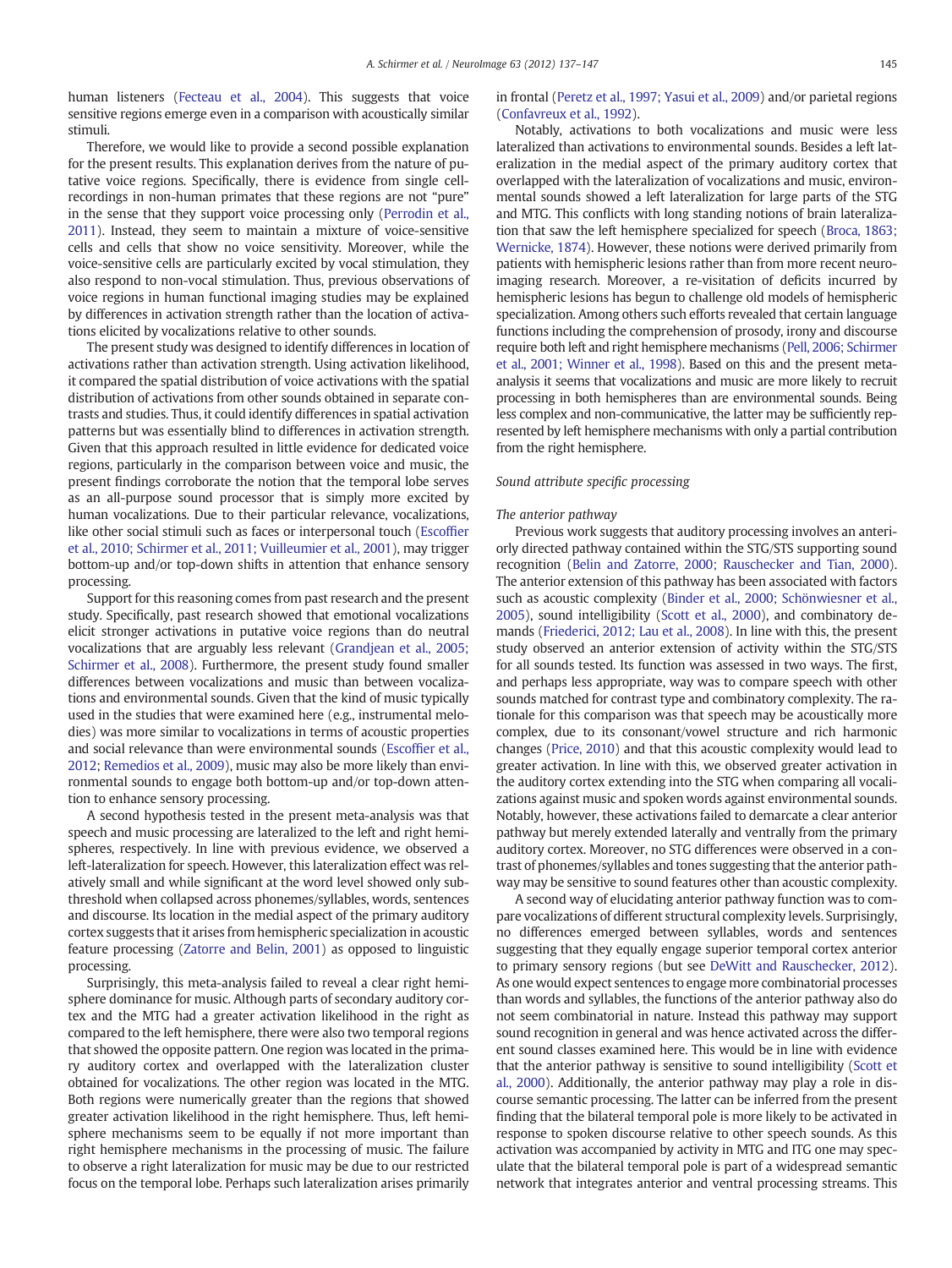human listeners (Fecteau et al., 2004). This suggests that voice sensitive regions emerge even in a comparison with acoustically similar stimuli.

Therefore, we would like to provide a second possible explanation for the present results. This explanation derives from the nature of putative voice regions. Specifically, there is evidence from single cell-recordings in non-human primates that these regions are not "pure" in the sense that they support voice processing only (Perrodin et al., 2011). Instead, they seem to maintain a mixture of voice-sensitive cells and cells that show no voice sensitivity. Moreover, while the voice-sensitive cells are particularly excited by vocal stimulation, they also respond to non-vocal stimulation. Thus, previous observations of voice regions in human functional imaging studies may be explained by differences in activation strength rather than the location of activations elicited by vocalizations relative to other sounds.

The present study was designed to identify differences in location of activations rather than activation strength. Using activation likelihood, it compared the spatial distribution of voice activations with the spatial distribution of activations from other sounds obtained in separate contrasts and studies. Thus, it could identify differences in spatial activation patterns but was essentially blind to differences in activation strength. Given that this approach resulted in little evidence for dedicated voice regions, particularly in the comparison between voice and music, the present findings corroborate the notion that the temporal lobe serves as an all-purpose sound processor that is simply more excited by human vocalizations. Due to their particular relevance, vocalizations, like other social stimuli such as faces or interpersonal touch (Escoffier et al., 2010; Schirmer et al., 2011; Vuilleumier et al., 2001), may trigger bottom-up and/or top-down shifts in attention that enhance sensory processing.

Support for this reasoning comes from past research and the present study. Specifically, past research showed that emotional vocalizations elicit stronger activations in putative voice regions than do neutral vocalizations that are arguably less relevant (Grandjean et al., 2005; Schirmer et al., 2008). Furthermore, the present study found smaller differences between vocalizations and music than between vocalizations and environmental sounds. Given that the kind of music typically used in the studies that were examined here (e.g., instrumental melodies) was more similar to vocalizations in terms of acoustic properties and social relevance than were environmental sounds (Escoffier et al., 2012; Remedios et al., 2009), music may also be more likely than environmental sounds to engage both bottom-up and/or top-down attention to enhance sensory processing.

A second hypothesis tested in the present meta-analysis was that speech and music processing are lateralized to the left and right hemispheres, respectively. In line with previous evidence, we observed a left-lateralization for speech. However, this lateralization effect was relatively small and while significant at the word level showed only subthreshold when collapsed across phonemes/syllables, words, sentences and discourse. Its location in the medial aspect of the primary auditory cortex suggests that it arises from hemispheric specialization in acoustic feature processing (Zatorre and Belin, 2001) as opposed to linguistic processing.

Surprisingly, this meta-analysis failed to reveal a clear right hemisphere dominance for music. Although parts of secondary auditory cortex and the MTG had a greater activation likelihood in the right as compared to the left hemisphere, there were also two temporal regions that showed the opposite pattern. One region was located in the primary auditory cortex and overlapped with the lateralization cluster obtained for vocalizations. The other region was located in the MTG. Both regions were numerically greater than the regions that showed greater activation likelihood in the right hemisphere. Thus, left hemisphere mechanisms seem to be equally if not more important than right hemisphere mechanisms in the processing of music. The failure to observe a right lateralization for music may be due to our restricted focus on the temporal lobe. Perhaps such lateralization arises primarily in frontal (Peretz et al., 1997; Yasui et al., 2009) and/or parietal regions (Confavreux et al., 1992).

Notably, activations to both vocalizations and music were less lateralized than activations to environmental sounds. Besides a left lateralization in the medial aspect of the primary auditory cortex that overlapped with the lateralization of vocalizations and music, environmental sounds showed a left lateralization for large parts of the STG and MTG. This conflicts with long standing notions of brain lateralization that saw the left hemisphere specialized for speech (Broca, 1863; Wernicke, 1874). However, these notions were derived primarily from patients with hemispheric lesions rather than from more recent neuroimaging research. Moreover, a re-visitation of deficits incurred by hemispheric lesions has begun to challenge old models of hemispheric specialization. Among others such efforts revealed that certain language functions including the comprehension of prosody, irony and discourse require both left and right hemisphere mechanisms (Pell, 2006; Schirmer et al., 2001; Winner et al., 1998). Based on this and the present meta-analysis it seems that vocalizations and music are more likely to recruit processing in both hemispheres than are environmental sounds. Being less complex and non-communicative, the latter may be sufficiently represented by left hemisphere mechanisms with only a partial contribution from the right hemisphere.

### *Sound attribute specific processing*

#### *The anterior pathway*

Previous work suggests that auditory processing involves an anteriorly directed pathway contained within the STG/STS supporting sound recognition (Belin and Zatorre, 2000; Rauschecker and Tian, 2000). The anterior extension of this pathway has been associated with factors such as acoustic complexity (Binder et al., 2000; Schönwiesner et al., 2005), sound intelligibility (Scott et al., 2000), and combinatory demands (Friederici, 2012; Lau et al., 2008). In line with this, the present study observed an anterior extension of activity within the STG/STS for all sounds tested. Its function was assessed in two ways. The first, and perhaps less appropriate, way was to compare speech with other sounds matched for contrast type and combinatory complexity. The rationale for this comparison was that speech may be acoustically more complex, due to its consonant/vowel structure and rich harmonic changes (Price, 2010) and that this acoustic complexity would lead to greater activation. In line with this, we observed greater activation in the auditory cortex extending into the STG when comparing all vocalizations against music and spoken words against environmental sounds. Notably, however, these activations failed to demarcate a clear anterior pathway but merely extended laterally and ventrally from the primary auditory cortex. Moreover, no STG differences were observed in a contrast of phonemes/syllables and tones suggesting that the anterior pathway may be sensitive to sound features other than acoustic complexity.

A second way of elucidating anterior pathway function was to compare vocalizations of different structural complexity levels. Surprisingly, no differences emerged between syllables, words and sentences suggesting that they equally engage superior temporal cortex anterior to primary sensory regions (but see DeWitt and Rauschecker, 2012). As one would expect sentences to engage more combinatorial processes than words and syllables, the functions of the anterior pathway also do not seem combinatorial in nature. Instead this pathway may support sound recognition in general and was hence activated across the different sound classes examined here. This would be in line with evidence that the anterior pathway is sensitive to sound intelligibility (Scott et al., 2000). Additionally, the anterior pathway may play a role in discourse semantic processing. The latter can be inferred from the present finding that the bilateral temporal pole is more likely to be activated in response to spoken discourse relative to other speech sounds. As this activation was accompanied by activity in MTG and ITG one may speculate that the bilateral temporal pole is part of a widespread semantic network that integrates anterior and ventral processing streams. This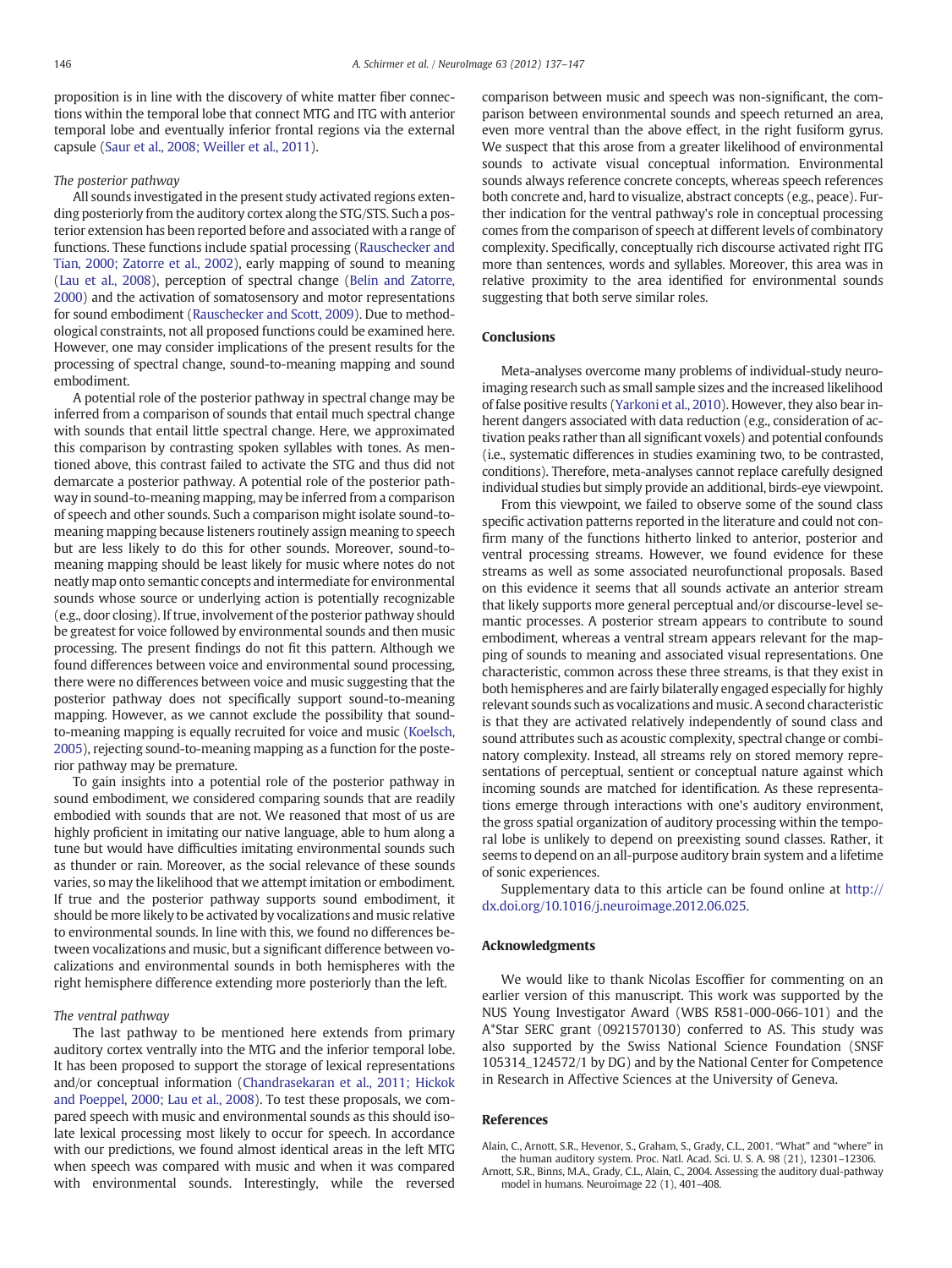proposition is in line with the discovery of white matter fiber connections within the temporal lobe that connect MTG and ITG with anterior temporal lobe and eventually inferior frontal regions via the external capsule (Saur et al., 2008; Weiller et al., 2011).

*The posterior pathway*

All sounds investigated in the present study activated regions extending posteriorly from the auditory cortex along the STG/STS. Such a posterior extension has been reported before and associated with a range of functions. These functions include spatial processing (Rauschecker and Tian, 2000; Zatorre et al., 2002), early mapping of sound to meaning (Lau et al., 2008), perception of spectral change (Belin and Zatorre, 2000) and the activation of somatosensory and motor representations for sound embodiment (Rauschecker and Scott, 2009). Due to methodological constraints, not all proposed functions could be examined here. However, one may consider implications of the present results for the processing of spectral change, sound-to-meaning mapping and sound embodiment.

A potential role of the posterior pathway in spectral change may be inferred from a comparison of sounds that entail much spectral change with sounds that entail little spectral change. Here, we approximated this comparison by contrasting spoken syllables with tones. As mentioned above, this contrast failed to activate the STG and thus did not demarcate a posterior pathway. A potential role of the posterior pathway in sound-to-meaning mapping, may be inferred from a comparison of speech and other sounds. Such a comparison might isolate sound-to-meaning mapping because listeners routinely assign meaning to speech but are less likely to do this for other sounds. Moreover, sound-to-meaning mapping should be least likely for music where notes do not neatly map onto semantic concepts and intermediate for environmental sounds whose source or underlying action is potentially recognizable (e.g., door closing). If true, involvement of the posterior pathway should be greatest for voice followed by environmental sounds and then music processing. The present findings do not fit this pattern. Although we found differences between voice and environmental sound processing, there were no differences between voice and music suggesting that the posterior pathway does not specifically support sound-to-meaning mapping. However, as we cannot exclude the possibility that sound-to-meaning mapping is equally recruited for voice and music (Koelsch, 2005), rejecting sound-to-meaning mapping as a function for the posterior pathway may be premature.

To gain insights into a potential role of the posterior pathway in sound embodiment, we considered comparing sounds that are readily embodied with sounds that are not. We reasoned that most of us are highly proficient in imitating our native language, able to hum along a tune but would have difficulties imitating environmental sounds such as thunder or rain. Moreover, as the social relevance of these sounds varies, so may the likelihood that we attempt imitation or embodiment. If true and the posterior pathway supports sound embodiment, it should be more likely to be activated by vocalizations and music relative to environmental sounds. In line with this, we found no differences between vocalizations and music, but a significant difference between vocalizations and environmental sounds in both hemispheres with the right hemisphere difference extending more posteriorly than the left.

*The ventral pathway*

The last pathway to be mentioned here extends from primary auditory cortex ventrally into the MTG and the inferior temporal lobe. It has been proposed to support the storage of lexical representations and/or conceptual information (Chandrasekaran et al., 2011; Hickok and Poeppel, 2000; Lau et al., 2008). To test these proposals, we compared speech with music and environmental sounds as this should isolate lexical processing most likely to occur for speech. In accordance with our predictions, we found almost identical areas in the left MTG when speech was compared with music and when it was compared with environmental sounds. Interestingly, while the reversed comparison between music and speech was non-significant, the comparison between environmental sounds and speech returned an area, even more ventral than the above effect, in the right fusiform gyrus. We suspect that this arose from a greater likelihood of environmental sounds to activate visual conceptual information. Environmental sounds always reference concrete concepts, whereas speech references both concrete and, hard to visualize, abstract concepts (e.g., peace). Further indication for the ventral pathway's role in conceptual processing comes from the comparison of speech at different levels of combinatory complexity. Specifically, conceptually rich discourse activated right ITG more than sentences, words and syllables. Moreover, this area was in relative proximity to the area identified for environmental sounds suggesting that both serve similar roles.

## Conclusions

Meta-analyses overcome many problems of individual-study neuroimaging research such as small sample sizes and the increased likelihood of false positive results (Yarkoni et al., 2010). However, they also bear inherent dangers associated with data reduction (e.g., consideration of activation peaks rather than all significant voxels) and potential confounds (i.e., systematic differences in studies examining two, to be contrasted, conditions). Therefore, meta-analyses cannot replace carefully designed individual studies but simply provide an additional, birds-eye viewpoint.

From this viewpoint, we failed to observe some of the sound class specific activation patterns reported in the literature and could not confirm many of the functions hitherto linked to anterior, posterior and ventral processing streams. However, we found evidence for these streams as well as some associated neurofunctional proposals. Based on this evidence it seems that all sounds activate an anterior stream that likely supports more general perceptual and/or discourse-level semantic processes. A posterior stream appears to contribute to sound embodiment, whereas a ventral stream appears relevant for the mapping of sounds to meaning and associated visual representations. One characteristic, common across these three streams, is that they exist in both hemispheres and are fairly bilaterally engaged especially for highly relevant sounds such as vocalizations and music. A second characteristic is that they are activated relatively independently of sound class and sound attributes such as acoustic complexity, spectral change or combinatory complexity. Instead, all streams rely on stored memory representations of perceptual, sentient or conceptual nature against which incoming sounds are matched for identification. As these representations emerge through interactions with one's auditory environment, the gross spatial organization of auditory processing within the temporal lobe is unlikely to depend on preexisting sound classes. Rather, it seems to depend on an all-purpose auditory brain system and a lifetime of sonic experiences.

Supplementary data to this article can be found online at http://dx.doi.org/10.1016/j.neuroimage.2012.06.025.

## Acknowledgments

We would like to thank Nicolas Escoffier for commenting on an earlier version of this manuscript. This work was supported by the NUS Young Investigator Award (WBS R581-000-066-101) and the A*Star SERC grant (0921570130) conferred to AS. This study was also supported by the Swiss National Science Foundation (SNSF 105314_124572/1 by DG) and by the National Center for Competence in Research in Affective Sciences at the University of Geneva.

## References

Alain, C., Arnott, S.R., Hevenor, S., Graham, S., Grady, C.L., 2001. "What" and "where" in the human auditory system. Proc. Natl. Acad. Sci. U. S. A. 98 (21), 12301–12306.

Arnott, S.R., Binns, M.A., Grady, C.L., Alain, C., 2004. Assessing the auditory dual-pathway model in humans. Neuroimage 22 (1), 401–408.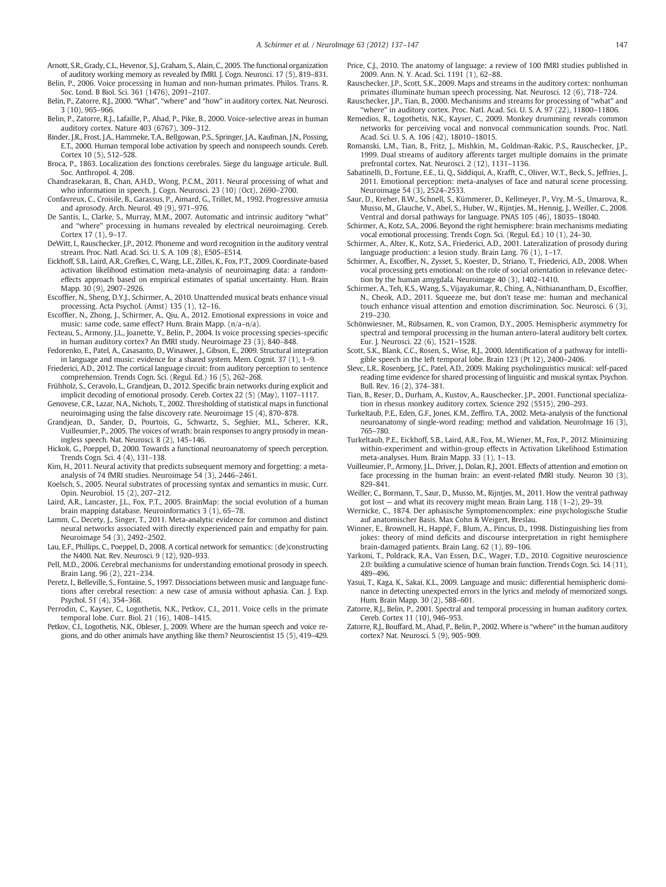Arnott, S.R., Grady, C.L., Hevenor, S.J., Graham, S., Alain, C., 2005. The functional organization of auditory working memory as revealed by fMRI. J. Cogn. Neurosci. 17 (5), 819–831.

Belin, P., 2006. Voice processing in human and non-human primates. Philos. Trans. R. Soc. Lond. B Biol. Sci. 361 (1476), 2091–2107.

Belin, P., Zatorre, R.J., 2000. "What", "where" and "how" in auditory cortex. Nat. Neurosci. 3 (10), 965–966.

Belin, P., Zatorre, R.J., Lafaille, P., Ahad, P., Pike, B., 2000. Voice-selective areas in human auditory cortex. Nature 403 (6767), 309–312.

Binder, J.R., Frost, J.A., Hammeke, T.A., Bellgowan, P.S., Springer, J.A., Kaufman, J.N., Possing, E.T., 2000. Human temporal lobe activation by speech and nonspeech sounds. Cereb. Cortex 10 (5), 512–528.

Broca, P., 1863. Localization des fonctions cerebrales. Siege du language articule. Bull. Soc. Anthropol. 4, 208.

Chandrasekaran, B., Chan, A.H.D., Wong, P.C.M., 2011. Neural processing of what and who information in speech. J. Cogn. Neurosci. 23 (10) (Oct), 2690–2700.

Confavreux, C., Croisile, B., Garassus, P., Aimard, G., Trillet, M., 1992. Progressive amusia and aprosody. Arch. Neurol. 49 (9), 971–976.

De Santis, L., Clarke, S., Murray, M.M., 2007. Automatic and intrinsic auditory "what" and "where" processing in humans revealed by electrical neuroimaging. Cereb. Cortex 17 (1), 9–17.

DeWitt, I., Rauschecker, J.P., 2012. Phoneme and word recognition in the auditory ventral stream. Proc. Natl. Acad. Sci. U. S. A. 109 (8), E505–E514.

Eickhoff, S.B., Laird, A.R., Grefkes, C., Wang, L.E., Zilles, K., Fox, P.T., 2009. Coordinate-based activation likelihood estimation meta-analysis of neuroimaging data: a random-effects approach based on empirical estimates of spatial uncertainty. Hum. Brain Mapp. 30 (9), 2907–2926.

Escoffier, N., Sheng, D.Y.J., Schirmer, A., 2010. Unattended musical beats enhance visual processing. Acta Psychol. (Amst) 135 (1), 12–16.

Escoffier, N., Zhong, J., Schirmer, A., Qiu, A., 2012. Emotional expressions in voice and music: same code, same effect? Hum. Brain Mapp. (n/a–n/a).

Fecteau, S., Armony, J.L., Joanette, Y., Belin, P., 2004. Is voice processing species-specific in human auditory cortex? An fMRI study. Neuroimage 23 (3), 840–848.

Fedorenko, E., Patel, A., Casasanto, D., Winawer, J., Gibson, E., 2009. Structural integration in language and music: evidence for a shared system. Mem. Cognit. 37 (1), 1–9.

Friederici, A.D., 2012. The cortical language circuit: from auditory perception to sentence comprehension. Trends Cogn. Sci. (Regul. Ed.) 16 (5), 262–268.

Frühholz, S., Ceravolo, L., Grandjean, D., 2012. Specific brain networks during explicit and implicit decoding of emotional prosody. Cereb. Cortex 22 (5) (May), 1107–1117.

Genovese, C.R., Lazar, N.A., Nichols, T., 2002. Thresholding of statistical maps in functional neuroimaging using the false discovery rate. Neuroimage 15 (4), 870–878.

Grandjean, D., Sander, D., Pourtois, G., Schwartz, S., Seghier, M.L., Scherer, K.R., Vuilleumier, P., 2005. The voices of wrath: brain responses to angry prosody in meaningless speech. Nat. Neurosci. 8 (2), 145–146.

Hickok, G., Poeppel, D., 2000. Towards a functional neuroanatomy of speech perception. Trends Cogn. Sci. 4 (4), 131–138.

Kim, H., 2011. Neural activity that predicts subsequent memory and forgetting: a meta-analysis of 74 fMRI studies. Neuroimage 54 (3), 2446–2461.

Koelsch, S., 2005. Neural substrates of processing syntax and semantics in music. Curr. Opin. Neurobiol. 15 (2), 207–212.

Laird, A.R., Lancaster, J.L., Fox, P.T., 2005. BrainMap: the social evolution of a human brain mapping database. Neuroinformatics 3 (1), 65–78.

Lamm, C., Decety, J., Singer, T., 2011. Meta-analytic evidence for common and distinct neural networks associated with directly experienced pain and empathy for pain. Neuroimage 54 (3), 2492–2502.

Lau, E.F., Phillips, C., Poeppel, D., 2008. A cortical network for semantics: (de)constructing the N400. Nat. Rev. Neurosci. 9 (12), 920–933.

Pell, M.D., 2006. Cerebral mechanisms for understanding emotional prosody in speech. Brain Lang. 96 (2), 221–234.

Peretz, I., Belleville, S., Fontaine, S., 1997. Dissociations between music and language functions after cerebral resection: a new case of amusia without aphasia. Can. J. Exp. Psychol. 51 (4), 354–368.

Perrodin, C., Kayser, C., Logothetis, N.K., Petkov, C.I., 2011. Voice cells in the primate temporal lobe. Curr. Biol. 21 (16), 1408–1415.

Petkov, C.I., Logothetis, N.K., Obleser, J., 2009. Where are the human speech and voice regions, and do other animals have anything like them? Neuroscientist 15 (5), 419–429.

Price, C.J., 2010. The anatomy of language: a review of 100 fMRI studies published in 2009. Ann. N. Y. Acad. Sci. 1191 (1), 62–88.

Rauschecker, J.P., Scott, S.K., 2009. Maps and streams in the auditory cortex: nonhuman primates illuminate human speech processing. Nat. Neurosci. 12 (6), 718–724.

Rauschecker, J.P., Tian, B., 2000. Mechanisms and streams for processing of "what" and "where" in auditory cortex. Proc. Natl. Acad. Sci. U. S. A. 97 (22), 11800–11806.

Remedios, R., Logothetis, N.K., Kayser, C., 2009. Monkey drumming reveals common networks for perceiving vocal and nonvocal communication sounds. Proc. Natl. Acad. Sci. U. S. A. 106 (42), 18010–18015.

Romanski, L.M., Tian, B., Fritz, J., Mishkin, M., Goldman-Rakic, P.S., Rauschecker, J.P., 1999. Dual streams of auditory afferents target multiple domains in the primate prefrontal cortex. Nat. Neurosci. 2 (12), 1131–1136.

Sabatinelli, D., Fortune, E.E., Li, Q., Siddiqui, A., Krafft, C., Oliver, W.T., Beck, S., Jeffries, J., 2011. Emotional perception: meta-analyses of face and natural scene processing. Neuroimage 54 (3), 2524–2533.

Saur, D., Kreher, B.W., Schnell, S., Kümmerer, D., Kellmeyer, P., Vry, M.-S., Umarova, R., Musso, M., Glauche, V., Abel, S., Huber, W., Rijntjes, M., Hennig, J., Weiller, C., 2008. Ventral and dorsal pathways for language. PNAS 105 (46), 18035–18040.

Schirmer, A., Kotz, S.A., 2006. Beyond the right hemisphere: brain mechanisms mediating vocal emotional processing. Trends Cogn. Sci. (Regul. Ed.) 10 (1), 24–30.

Schirmer, A., Alter, K., Kotz, S.A., Friederici, A.D., 2001. Lateralization of prosody during language production: a lesion study. Brain Lang. 76 (1), 1–17.

Schirmer, A., Escoffier, N., Zysset, S., Koester, D., Striano, T., Friederici, A.D., 2008. When vocal processing gets emotional: on the role of social orientation in relevance detection by the human amygdala. Neuroimage 40 (3), 1402–1410.

Schirmer, A., Teh, K.S., Wang, S., Vijayakumar, R., Ching, A., Nithianantham, D., Escoffier, N., Cheok, A.D., 2011. Squeeze me, but don't tease me: human and mechanical touch enhance visual attention and emotion discrimination. Soc. Neurosci. 6 (3), 219–230.

Schönwiesner, M., Rübsamen, R., von Cramon, D.Y., 2005. Hemispheric asymmetry for spectral and temporal processing in the human antero-lateral auditory belt cortex. Eur. J. Neurosci. 22 (6), 1521–1528.

Scott, S.K., Blank, C.C., Rosen, S., Wise, R.J., 2000. Identification of a pathway for intelligible speech in the left temporal lobe. Brain 123 (Pt 12), 2400–2406.

Slevc, L.R., Rosenberg, J.C., Patel, A.D., 2009. Making psycholinguistics musical: self-paced reading time evidence for shared processing of linguistic and musical syntax. Psychon. Bull. Rev. 16 (2), 374–381.

Tian, B., Reser, D., Durham, A., Kustov, A., Rauschecker, J.P., 2001. Functional specialization in rhesus monkey auditory cortex. Science 292 (5515), 290–293.

Turkeltaub, P.E., Eden, G.F., Jones, K.M., Zeffiro, T.A., 2002. Meta-analysis of the functional neuroanatomy of single-word reading: method and validation. NeuroImage 16 (3), 765–780.

Turkeltaub, P.E., Eickhoff, S.B., Laird, A.R., Fox, M., Wiener, M., Fox, P., 2012. Minimizing within-experiment and within-group effects in Activation Likelihood Estimation meta-analyses. Hum. Brain Mapp. 33 (1), 1–13.

Vuilleumier, P., Armony, J.L., Driver, J., Dolan, R.J., 2001. Effects of attention and emotion on face processing in the human brain: an event-related fMRI study. Neuron 30 (3), 829–841.

Weiller, C., Bormann, T., Saur, D., Musso, M., Rijntjes, M., 2011. How the ventral pathway got lost — and what its recovery might mean. Brain Lang. 118 (1–2), 29–39.

Wernicke, C., 1874. Der aphasische Symptomencomplex: eine psychologische Studie auf anatomischer Basis. Max Cohn & Weigert, Breslau.

Winner, E., Brownell, H., Happé, F., Blum, A., Pincus, D., 1998. Distinguishing lies from jokes: theory of mind deficits and discourse interpretation in right hemisphere brain-damaged patients. Brain Lang. 62 (1), 89–106.

Yarkoni, T., Poldrack, R.A., Van Essen, D.C., Wager, T.D., 2010. Cognitive neuroscience 2.0: building a cumulative science of human brain function. Trends Cogn. Sci. 14 (11), 489–496.

Yasui, T., Kaga, K., Sakai, K.L., 2009. Language and music: differential hemispheric dominance in detecting unexpected errors in the lyrics and melody of memorized songs. Hum. Brain Mapp. 30 (2), 588–601.

Zatorre, R.J., Belin, P., 2001. Spectral and temporal processing in human auditory cortex. Cereb. Cortex 11 (10), 946–953.

Zatorre, R.J., Bouffard, M., Ahad, P., Belin, P., 2002. Where is "where" in the human auditory cortex? Nat. Neurosci. 5 (9), 905–909.